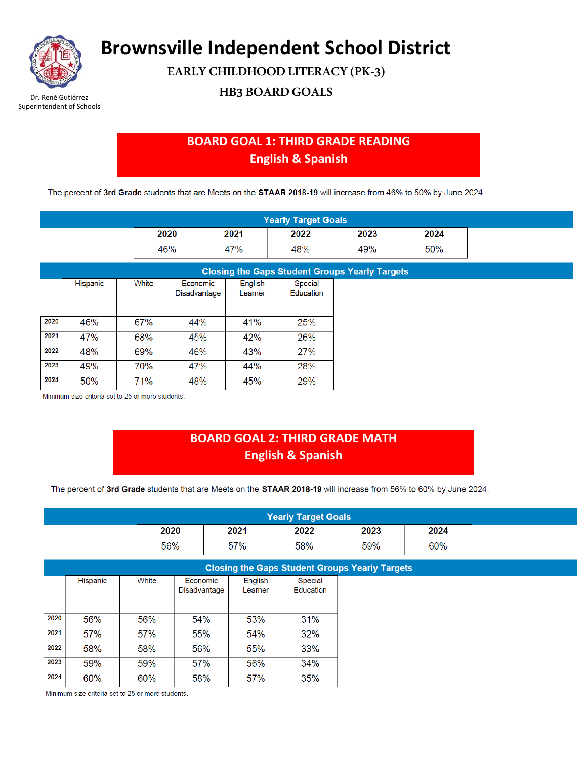# Brownsville Independent School District

Dr. René Gutiérrez
Superintendent of Schools

## EARLY CHILDHOOD LITERACY (PK-3)

## HB3 BOARD GOALS

## BOARD GOAL 1: THIRD GRADE READING English & Spanish

The percent of **3rd Grade** students that are Meets on the **STAAR 2018-19** will increase from 46% to 50% by June 2024.

**Yearly Target Goals**

| 2020 | 2021 | 2022 | 2023 | 2024 |
|---|---|---|---|---|
| 46% | 47% | 48% | 49% | 50% |

**Closing the Gaps Student Groups Yearly Targets**

| | Hispanic | White | Economic Disadvantage | English Learner | Special Education |
|---|---|---|---|---|---|
| 2020 | 46% | 67% | 44% | 41% | 25% |
| 2021 | 47% | 68% | 45% | 42% | 26% |
| 2022 | 48% | 69% | 46% | 43% | 27% |
| 2023 | 49% | 70% | 47% | 44% | 28% |
| 2024 | 50% | 71% | 48% | 45% | 29% |

Minimum size criteria set to 25 or more students.

## BOARD GOAL 2: THIRD GRADE MATH English & Spanish

The percent of **3rd Grade** students that are Meets on the **STAAR 2018-19** will increase from 56% to 60% by June 2024.

**Yearly Target Goals**

| 2020 | 2021 | 2022 | 2023 | 2024 |
|---|---|---|---|---|
| 56% | 57% | 58% | 59% | 60% |

**Closing the Gaps Student Groups Yearly Targets**

| | Hispanic | White | Economic Disadvantage | English Learner | Special Education |
|---|---|---|---|---|---|
| 2020 | 56% | 56% | 54% | 53% | 31% |
| 2021 | 57% | 57% | 55% | 54% | 32% |
| 2022 | 58% | 58% | 56% | 55% | 33% |
| 2023 | 59% | 59% | 57% | 56% | 34% |
| 2024 | 60% | 60% | 58% | 57% | 35% |

Minimum size criteria set to 25 or more students.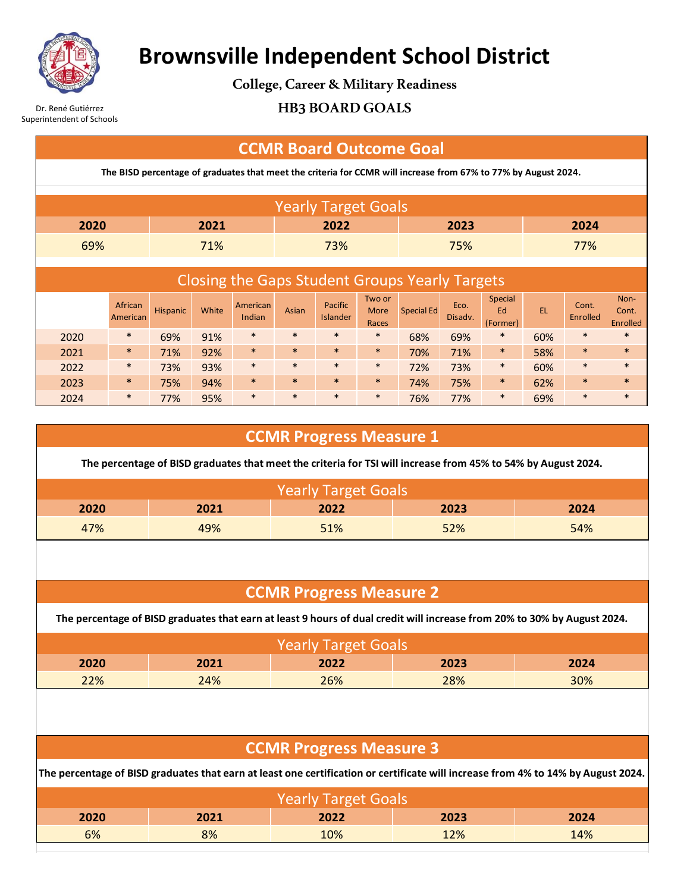# Brownsville Independent School District

**College, Career & Military Readiness**

**HB3 BOARD GOALS**

Dr. René Gutiérrez
Superintendent of Schools

## CCMR Board Outcome Goal

**The BISD percentage of graduates that meet the criteria for CCMR will increase from 67% to 77% by August 2024.**

### Yearly Target Goals

| 2020 | 2021 | 2022 | 2023 | 2024 |
|---|---|---|---|---|
| 69% | 71% | 73% | 75% | 77% |

### Closing the Gaps Student Groups Yearly Targets

| | African American | Hispanic | White | American Indian | Asian | Pacific Islander | Two or More Races | Special Ed | Eco. Disadv. | Special Ed (Former) | EL | Cont. Enrolled | Non-Cont. Enrolled |
|---|---|---|---|---|---|---|---|---|---|---|---|---|---|
| 2020 | * | 69% | 91% | * | * | * | * | 68% | 69% | * | 60% | * | * |
| 2021 | * | 71% | 92% | * | * | * | * | 70% | 71% | * | 58% | * | * |
| 2022 | * | 73% | 93% | * | * | * | * | 72% | 73% | * | 60% | * | * |
| 2023 | * | 75% | 94% | * | * | * | * | 74% | 75% | * | 62% | * | * |
| 2024 | * | 77% | 95% | * | * | * | * | 76% | 77% | * | 69% | * | * |

## CCMR Progress Measure 1

**The percentage of BISD graduates that meet the criteria for TSI will increase from 45% to 54% by August 2024.**

### Yearly Target Goals

| 2020 | 2021 | 2022 | 2023 | 2024 |
|---|---|---|---|---|
| 47% | 49% | 51% | 52% | 54% |

## CCMR Progress Measure 2

**The percentage of BISD graduates that earn at least 9 hours of dual credit will increase from 20% to 30% by August 2024.**

### Yearly Target Goals

| 2020 | 2021 | 2022 | 2023 | 2024 |
|---|---|---|---|---|
| 22% | 24% | 26% | 28% | 30% |

## CCMR Progress Measure 3

**The percentage of BISD graduates that earn at least one certification or certificate will increase from 4% to 14% by August 2024.**

### Yearly Target Goals

| 2020 | 2021 | 2022 | 2023 | 2024 |
|---|---|---|---|---|
| 6% | 8% | 10% | 12% | 14% |